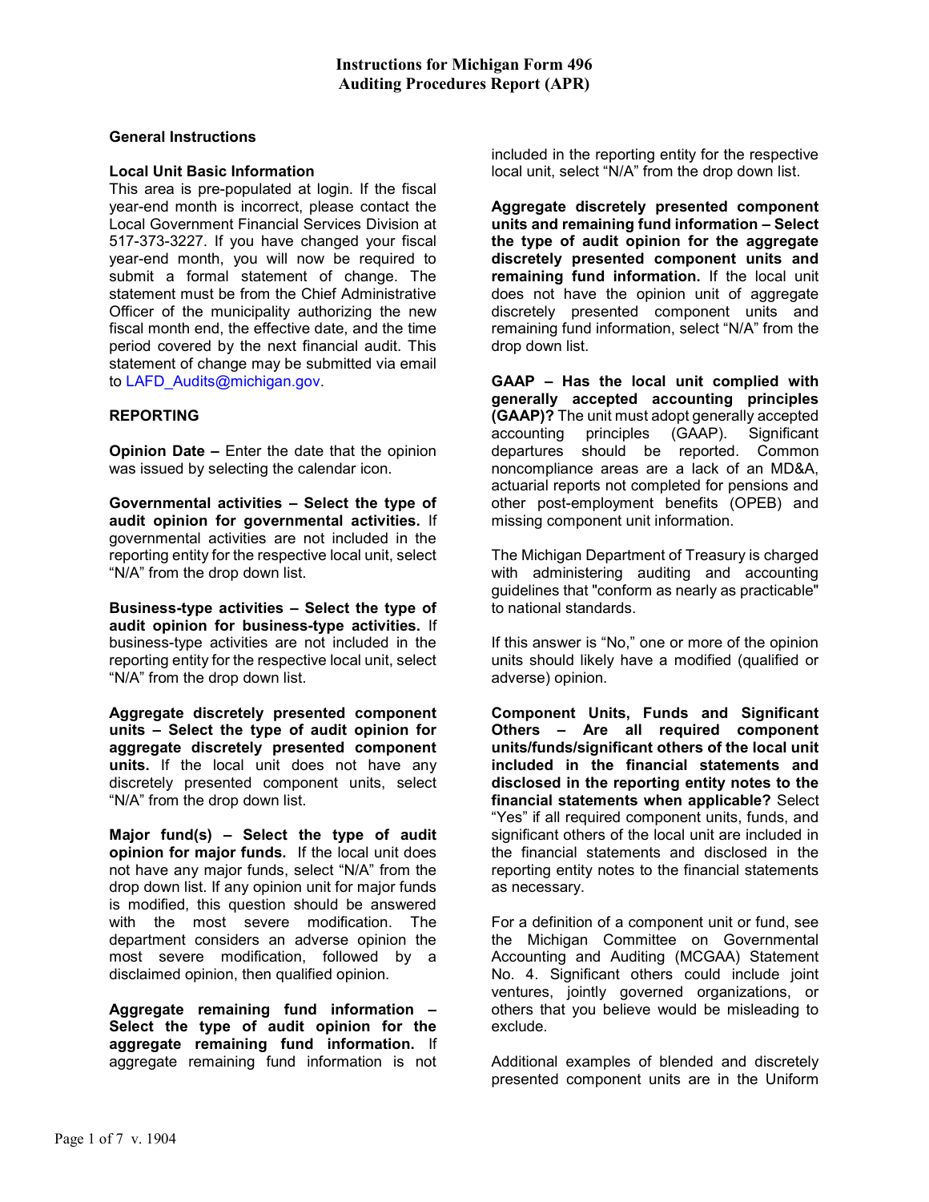# Instructions for Michigan Form 496
# Auditing Procedures Report (APR)

**General Instructions**

**Local Unit Basic Information**

This area is pre-populated at login. If the fiscal year-end month is incorrect, please contact the Local Government Financial Services Division at 517-373-3227. If you have changed your fiscal year-end month, you will now be required to submit a formal statement of change. The statement must be from the Chief Administrative Officer of the municipality authorizing the new fiscal month end, the effective date, and the time period covered by the next financial audit. This statement of change may be submitted via email to LAFD_Audits@michigan.gov.

**REPORTING**

**Opinion Date –** Enter the date that the opinion was issued by selecting the calendar icon.

**Governmental activities – Select the type of audit opinion for governmental activities.** If governmental activities are not included in the reporting entity for the respective local unit, select "N/A" from the drop down list.

**Business-type activities – Select the type of audit opinion for business-type activities.** If business-type activities are not included in the reporting entity for the respective local unit, select "N/A" from the drop down list.

**Aggregate discretely presented component units – Select the type of audit opinion for aggregate discretely presented component units.** If the local unit does not have any discretely presented component units, select "N/A" from the drop down list.

**Major fund(s) – Select the type of audit opinion for major funds.** If the local unit does not have any major funds, select "N/A" from the drop down list. If any opinion unit for major funds is modified, this question should be answered with the most severe modification. The department considers an adverse opinion the most severe modification, followed by a disclaimed opinion, then qualified opinion.

**Aggregate remaining fund information – Select the type of audit opinion for the aggregate remaining fund information.** If aggregate remaining fund information is not included in the reporting entity for the respective local unit, select "N/A" from the drop down list.

**Aggregate discretely presented component units and remaining fund information – Select the type of audit opinion for the aggregate discretely presented component units and remaining fund information.** If the local unit does not have the opinion unit of aggregate discretely presented component units and remaining fund information, select "N/A" from the drop down list.

**GAAP – Has the local unit complied with generally accepted accounting principles (GAAP)?** The unit must adopt generally accepted accounting principles (GAAP). Significant departures should be reported. Common noncompliance areas are a lack of an MD&A, actuarial reports not completed for pensions and other post-employment benefits (OPEB) and missing component unit information.

The Michigan Department of Treasury is charged with administering auditing and accounting guidelines that "conform as nearly as practicable" to national standards.

If this answer is "No," one or more of the opinion units should likely have a modified (qualified or adverse) opinion.

**Component Units, Funds and Significant Others – Are all required component units/funds/significant others of the local unit included in the financial statements and disclosed in the reporting entity notes to the financial statements when applicable?** Select "Yes" if all required component units, funds, and significant others of the local unit are included in the financial statements and disclosed in the reporting entity notes to the financial statements as necessary.

For a definition of a component unit or fund, see the Michigan Committee on Governmental Accounting and Auditing (MCGAA) Statement No. 4. Significant others could include joint ventures, jointly governed organizations, or others that you believe would be misleading to exclude.

Additional examples of blended and discretely presented component units are in the Uniform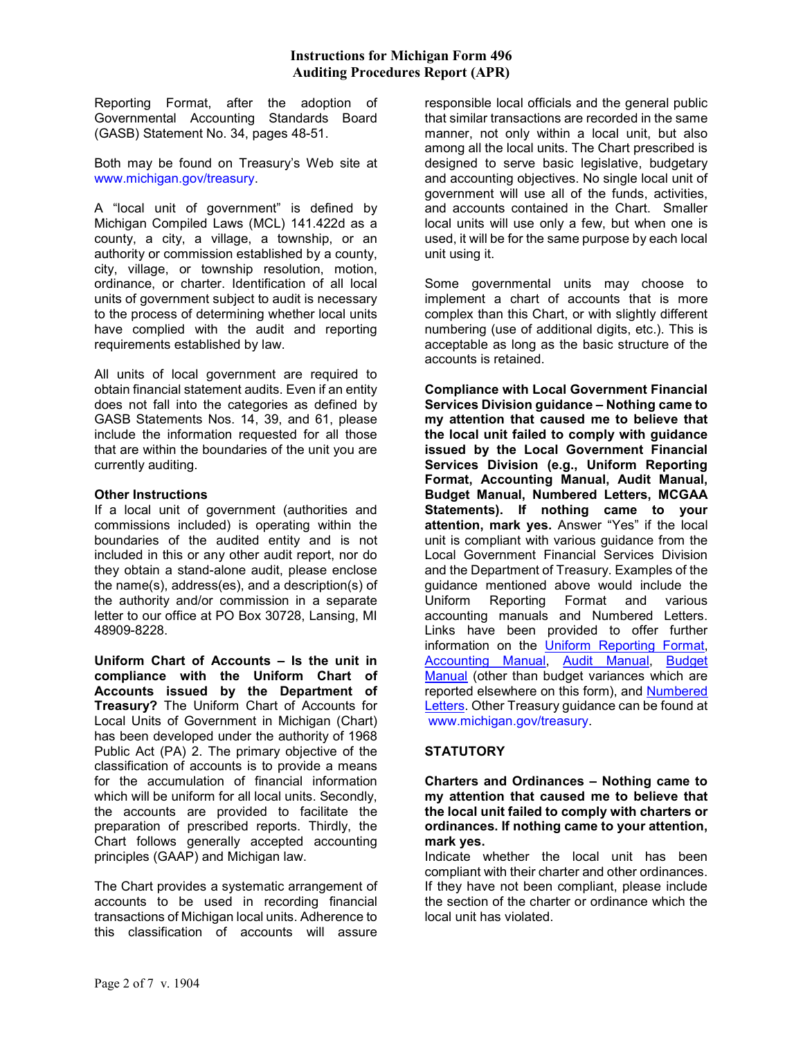Reporting Format, after the adoption of Governmental Accounting Standards Board (GASB) Statement No. 34, pages 48-51.

Both may be found on Treasury's Web site at www.michigan.gov/treasury.

A "local unit of government" is defined by Michigan Compiled Laws (MCL) 141.422d as a county, a city, a village, a township, or an authority or commission established by a county, city, village, or township resolution, motion, ordinance, or charter. Identification of all local units of government subject to audit is necessary to the process of determining whether local units have complied with the audit and reporting requirements established by law.

All units of local government are required to obtain financial statement audits. Even if an entity does not fall into the categories as defined by GASB Statements Nos. 14, 39, and 61, please include the information requested for all those that are within the boundaries of the unit you are currently auditing.

**Other Instructions**

If a local unit of government (authorities and commissions included) is operating within the boundaries of the audited entity and is not included in this or any other audit report, nor do they obtain a stand-alone audit, please enclose the name(s), address(es), and a description(s) of the authority and/or commission in a separate letter to our office at PO Box 30728, Lansing, MI 48909-8228.

**Uniform Chart of Accounts – Is the unit in compliance with the Uniform Chart of Accounts issued by the Department of Treasury?** The Uniform Chart of Accounts for Local Units of Government in Michigan (Chart) has been developed under the authority of 1968 Public Act (PA) 2. The primary objective of the classification of accounts is to provide a means for the accumulation of financial information which will be uniform for all local units. Secondly, the accounts are provided to facilitate the preparation of prescribed reports. Thirdly, the Chart follows generally accepted accounting principles (GAAP) and Michigan law.

The Chart provides a systematic arrangement of accounts to be used in recording financial transactions of Michigan local units. Adherence to this classification of accounts will assure responsible local officials and the general public that similar transactions are recorded in the same manner, not only within a local unit, but also among all the local units. The Chart prescribed is designed to serve basic legislative, budgetary and accounting objectives. No single local unit of government will use all of the funds, activities, and accounts contained in the Chart. Smaller local units will use only a few, but when one is used, it will be for the same purpose by each local unit using it.

Some governmental units may choose to implement a chart of accounts that is more complex than this Chart, or with slightly different numbering (use of additional digits, etc.). This is acceptable as long as the basic structure of the accounts is retained.

**Compliance with Local Government Financial Services Division guidance – Nothing came to my attention that caused me to believe that the local unit failed to comply with guidance issued by the Local Government Financial Services Division (e.g., Uniform Reporting Format, Accounting Manual, Audit Manual, Budget Manual, Numbered Letters, MCGAA Statements). If nothing came to your attention, mark yes.** Answer "Yes" if the local unit is compliant with various guidance from the Local Government Financial Services Division and the Department of Treasury. Examples of the guidance mentioned above would include the Uniform Reporting Format and various accounting manuals and Numbered Letters. Links have been provided to offer further information on the Uniform Reporting Format, Accounting Manual, Audit Manual, Budget Manual (other than budget variances which are reported elsewhere on this form), and Numbered Letters. Other Treasury guidance can be found at www.michigan.gov/treasury.

## STATUTORY

**Charters and Ordinances – Nothing came to my attention that caused me to believe that the local unit failed to comply with charters or ordinances. If nothing came to your attention, mark yes.**

Indicate whether the local unit has been compliant with their charter and other ordinances. If they have not been compliant, please include the section of the charter or ordinance which the local unit has violated.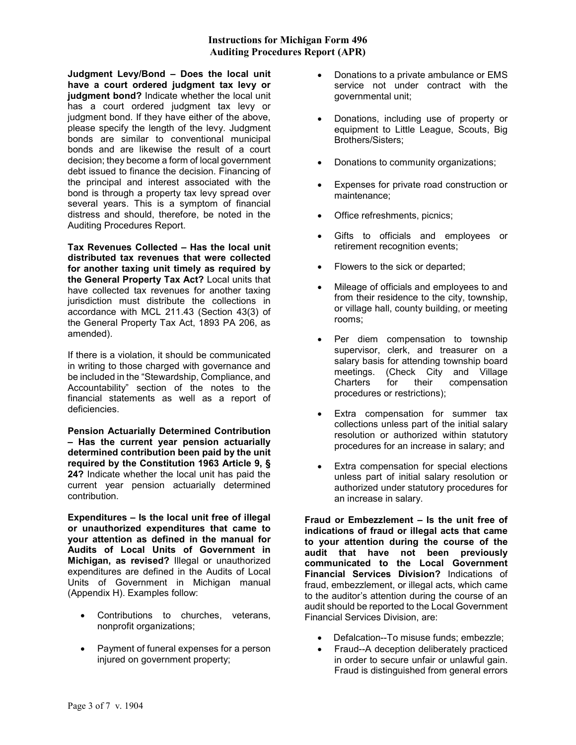**Judgment Levy/Bond – Does the local unit have a court ordered judgment tax levy or judgment bond?** Indicate whether the local unit has a court ordered judgment tax levy or judgment bond. If they have either of the above, please specify the length of the levy. Judgment bonds are similar to conventional municipal bonds and are likewise the result of a court decision; they become a form of local government debt issued to finance the decision. Financing of the principal and interest associated with the bond is through a property tax levy spread over several years. This is a symptom of financial distress and should, therefore, be noted in the Auditing Procedures Report.

**Tax Revenues Collected – Has the local unit distributed tax revenues that were collected for another taxing unit timely as required by the General Property Tax Act?** Local units that have collected tax revenues for another taxing jurisdiction must distribute the collections in accordance with MCL 211.43 (Section 43(3) of the General Property Tax Act, 1893 PA 206, as amended).

If there is a violation, it should be communicated in writing to those charged with governance and be included in the "Stewardship, Compliance, and Accountability" section of the notes to the financial statements as well as a report of deficiencies.

**Pension Actuarially Determined Contribution – Has the current year pension actuarially determined contribution been paid by the unit required by the Constitution 1963 Article 9, § 24?** Indicate whether the local unit has paid the current year pension actuarially determined contribution.

**Expenditures – Is the local unit free of illegal or unauthorized expenditures that came to your attention as defined in the manual for Audits of Local Units of Government in Michigan, as revised?** Illegal or unauthorized expenditures are defined in the Audits of Local Units of Government in Michigan manual (Appendix H). Examples follow:

- Contributions to churches, veterans, nonprofit organizations;
- Payment of funeral expenses for a person injured on government property;
- Donations to a private ambulance or EMS service not under contract with the governmental unit;
- Donations, including use of property or equipment to Little League, Scouts, Big Brothers/Sisters;
- Donations to community organizations;
- Expenses for private road construction or maintenance;
- Office refreshments, picnics;
- Gifts to officials and employees or retirement recognition events;
- Flowers to the sick or departed;
- Mileage of officials and employees to and from their residence to the city, township, or village hall, county building, or meeting rooms;
- Per diem compensation to township supervisor, clerk, and treasurer on a salary basis for attending township board meetings. (Check City and Village Charters for their compensation procedures or restrictions);
- Extra compensation for summer tax collections unless part of the initial salary resolution or authorized within statutory procedures for an increase in salary; and
- Extra compensation for special elections unless part of initial salary resolution or authorized under statutory procedures for an increase in salary.

**Fraud or Embezzlement – Is the unit free of indications of fraud or illegal acts that came to your attention during the course of the audit that have not been previously communicated to the Local Government Financial Services Division?** Indications of fraud, embezzlement, or illegal acts, which came to the auditor's attention during the course of an audit should be reported to the Local Government Financial Services Division, are:

- Defalcation--To misuse funds; embezzle;
- Fraud--A deception deliberately practiced in order to secure unfair or unlawful gain. Fraud is distinguished from general errors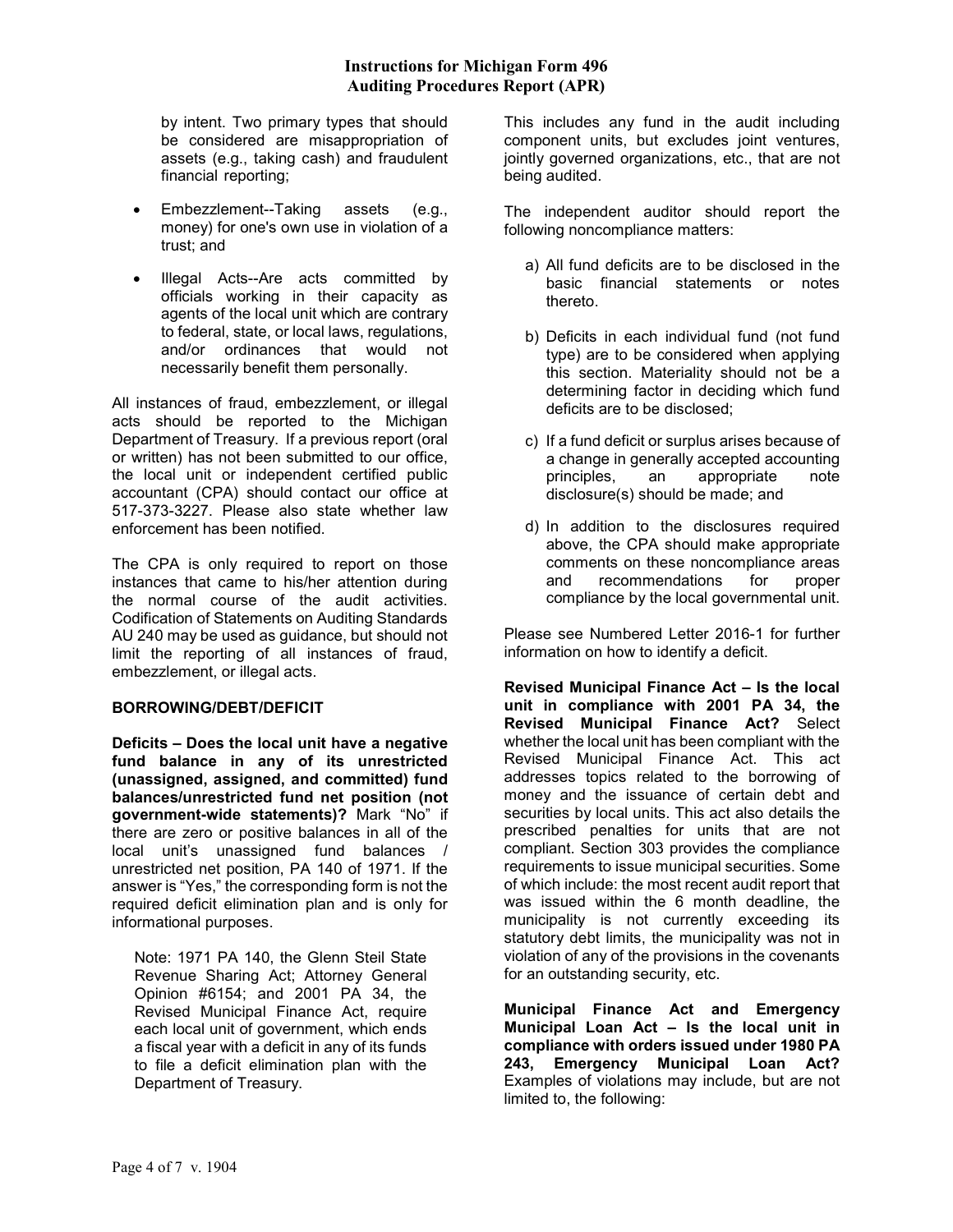by intent. Two primary types that should be considered are misappropriation of assets (e.g., taking cash) and fraudulent financial reporting;

- Embezzlement--Taking assets (e.g., money) for one's own use in violation of a trust; and
- Illegal Acts--Are acts committed by officials working in their capacity as agents of the local unit which are contrary to federal, state, or local laws, regulations, and/or ordinances that would not necessarily benefit them personally.

All instances of fraud, embezzlement, or illegal acts should be reported to the Michigan Department of Treasury. If a previous report (oral or written) has not been submitted to our office, the local unit or independent certified public accountant (CPA) should contact our office at 517-373-3227. Please also state whether law enforcement has been notified.

The CPA is only required to report on those instances that came to his/her attention during the normal course of the audit activities. Codification of Statements on Auditing Standards AU 240 may be used as guidance, but should not limit the reporting of all instances of fraud, embezzlement, or illegal acts.

**BORROWING/DEBT/DEFICIT**

**Deficits – Does the local unit have a negative fund balance in any of its unrestricted (unassigned, assigned, and committed) fund balances/unrestricted fund net position (not government-wide statements)?** Mark "No" if there are zero or positive balances in all of the local unit's unassigned fund balances / unrestricted net position, PA 140 of 1971. If the answer is "Yes," the corresponding form is not the required deficit elimination plan and is only for informational purposes.

Note: 1971 PA 140, the Glenn Steil State Revenue Sharing Act; Attorney General Opinion #6154; and 2001 PA 34, the Revised Municipal Finance Act, require each local unit of government, which ends a fiscal year with a deficit in any of its funds to file a deficit elimination plan with the Department of Treasury.

This includes any fund in the audit including component units, but excludes joint ventures, jointly governed organizations, etc., that are not being audited.

The independent auditor should report the following noncompliance matters:

a) All fund deficits are to be disclosed in the basic financial statements or notes thereto.

b) Deficits in each individual fund (not fund type) are to be considered when applying this section. Materiality should not be a determining factor in deciding which fund deficits are to be disclosed;

c) If a fund deficit or surplus arises because of a change in generally accepted accounting principles, an appropriate note disclosure(s) should be made; and

d) In addition to the disclosures required above, the CPA should make appropriate comments on these noncompliance areas and recommendations for proper compliance by the local governmental unit.

Please see Numbered Letter 2016-1 for further information on how to identify a deficit.

**Revised Municipal Finance Act – Is the local unit in compliance with 2001 PA 34, the Revised Municipal Finance Act?** Select whether the local unit has been compliant with the Revised Municipal Finance Act. This act addresses topics related to the borrowing of money and the issuance of certain debt and securities by local units. This act also details the prescribed penalties for units that are not compliant. Section 303 provides the compliance requirements to issue municipal securities. Some of which include: the most recent audit report that was issued within the 6 month deadline, the municipality is not currently exceeding its statutory debt limits, the municipality was not in violation of any of the provisions in the covenants for an outstanding security, etc.

**Municipal Finance Act and Emergency Municipal Loan Act – Is the local unit in compliance with orders issued under 1980 PA 243, Emergency Municipal Loan Act?** Examples of violations may include, but are not limited to, the following: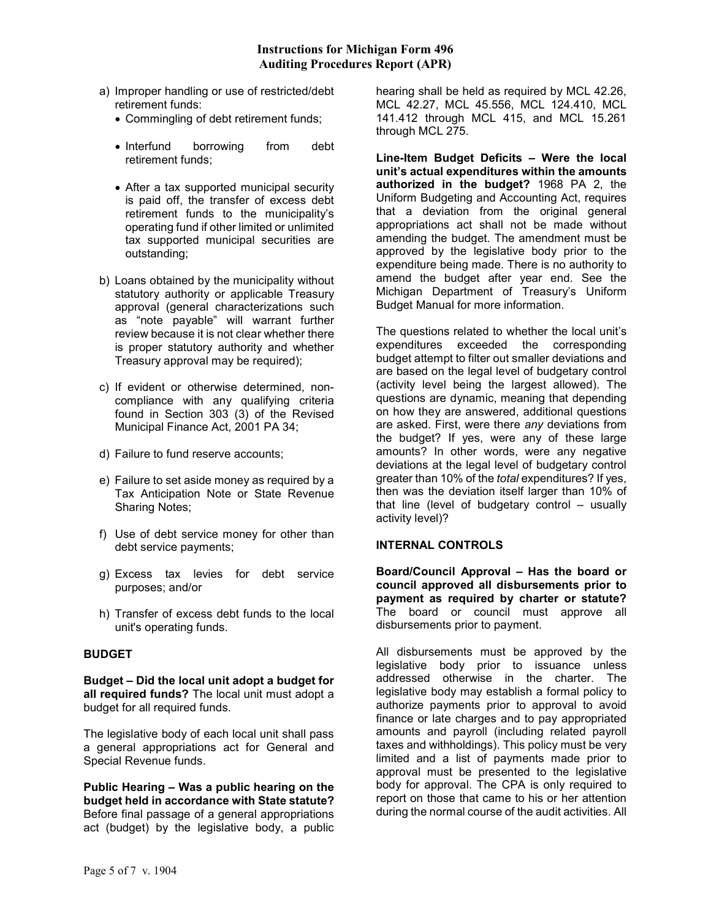a) Improper handling or use of restricted/debt retirement funds:
   - Commingling of debt retirement funds;
   - Interfund borrowing from debt retirement funds;
   - After a tax supported municipal security is paid off, the transfer of excess debt retirement funds to the municipality's operating fund if other limited or unlimited tax supported municipal securities are outstanding;

b) Loans obtained by the municipality without statutory authority or applicable Treasury approval (general characterizations such as "note payable" will warrant further review because it is not clear whether there is proper statutory authority and whether Treasury approval may be required);

c) If evident or otherwise determined, non-compliance with any qualifying criteria found in Section 303 (3) of the Revised Municipal Finance Act, 2001 PA 34;

d) Failure to fund reserve accounts;

e) Failure to set aside money as required by a Tax Anticipation Note or State Revenue Sharing Notes;

f) Use of debt service money for other than debt service payments;

g) Excess tax levies for debt service purposes; and/or

h) Transfer of excess debt funds to the local unit's operating funds.

## BUDGET

**Budget – Did the local unit adopt a budget for all required funds?** The local unit must adopt a budget for all required funds.

The legislative body of each local unit shall pass a general appropriations act for General and Special Revenue funds.

**Public Hearing – Was a public hearing on the budget held in accordance with State statute?** Before final passage of a general appropriations act (budget) by the legislative body, a public hearing shall be held as required by MCL 42.26, MCL 42.27, MCL 45.556, MCL 124.410, MCL 141.412 through MCL 415, and MCL 15.261 through MCL 275.

**Line-Item Budget Deficits – Were the local unit's actual expenditures within the amounts authorized in the budget?** 1968 PA 2, the Uniform Budgeting and Accounting Act, requires that a deviation from the original general appropriations act shall not be made without amending the budget. The amendment must be approved by the legislative body prior to the expenditure being made. There is no authority to amend the budget after year end. See the Michigan Department of Treasury's Uniform Budget Manual for more information.

The questions related to whether the local unit's expenditures exceeded the corresponding budget attempt to filter out smaller deviations and are based on the legal level of budgetary control (activity level being the largest allowed). The questions are dynamic, meaning that depending on how they are answered, additional questions are asked. First, were there *any* deviations from the budget? If yes, were any of these large amounts? In other words, were any negative deviations at the legal level of budgetary control greater than 10% of the *total* expenditures? If yes, then was the deviation itself larger than 10% of that line (level of budgetary control – usually activity level)?

## INTERNAL CONTROLS

**Board/Council Approval – Has the board or council approved all disbursements prior to payment as required by charter or statute?** The board or council must approve all disbursements prior to payment.

All disbursements must be approved by the legislative body prior to issuance unless addressed otherwise in the charter. The legislative body may establish a formal policy to authorize payments prior to approval to avoid finance or late charges and to pay appropriated amounts and payroll (including related payroll taxes and withholdings). This policy must be very limited and a list of payments made prior to approval must be presented to the legislative body for approval. The CPA is only required to report on those that came to his or her attention during the normal course of the audit activities. All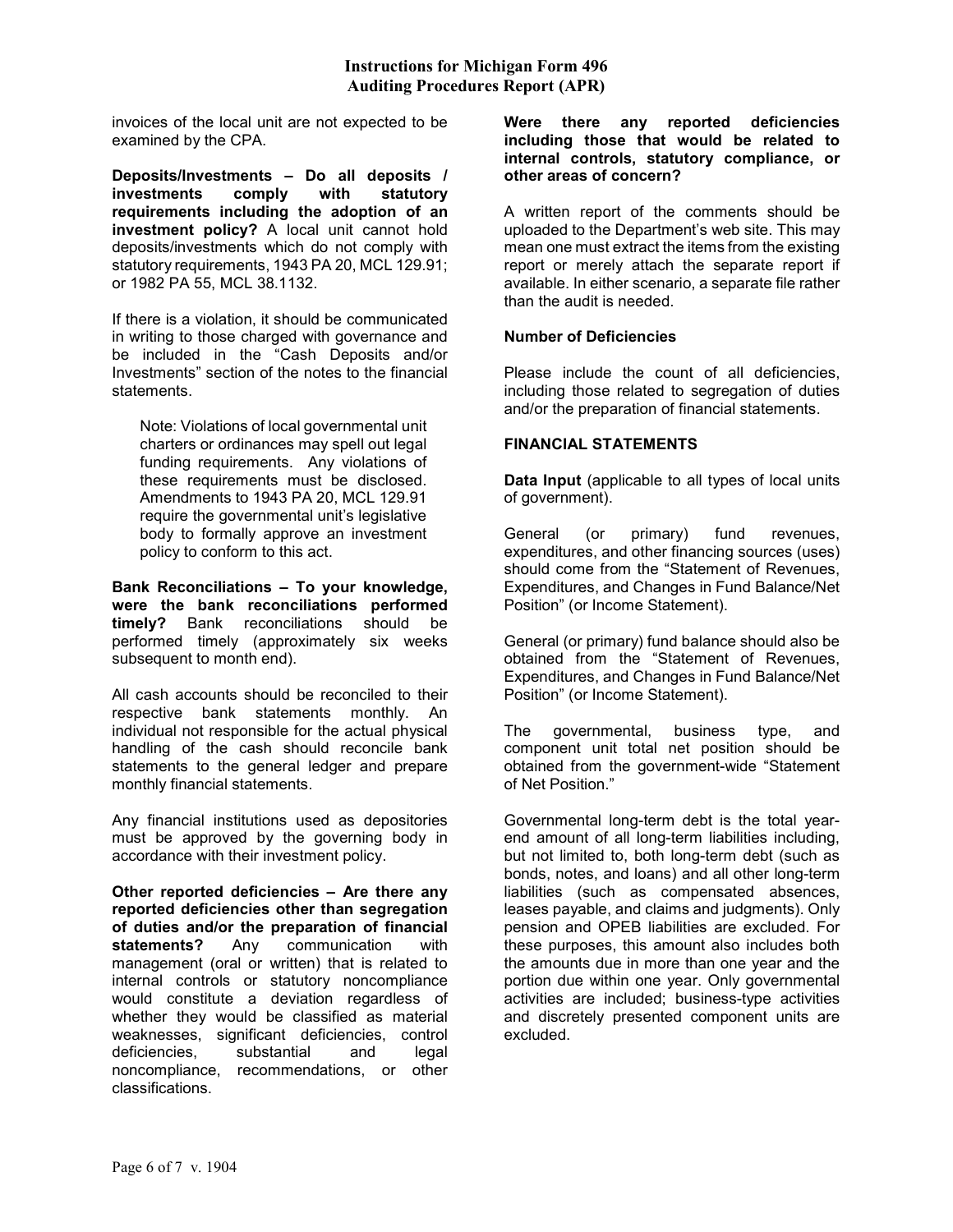invoices of the local unit are not expected to be examined by the CPA.

**Deposits/Investments – Do all deposits / investments comply with statutory requirements including the adoption of an investment policy?** A local unit cannot hold deposits/investments which do not comply with statutory requirements, 1943 PA 20, MCL 129.91; or 1982 PA 55, MCL 38.1132.

If there is a violation, it should be communicated in writing to those charged with governance and be included in the "Cash Deposits and/or Investments" section of the notes to the financial statements.

> Note: Violations of local governmental unit charters or ordinances may spell out legal funding requirements. Any violations of these requirements must be disclosed. Amendments to 1943 PA 20, MCL 129.91 require the governmental unit's legislative body to formally approve an investment policy to conform to this act.

**Bank Reconciliations – To your knowledge, were the bank reconciliations performed timely?** Bank reconciliations should be performed timely (approximately six weeks subsequent to month end).

All cash accounts should be reconciled to their respective bank statements monthly. An individual not responsible for the actual physical handling of the cash should reconcile bank statements to the general ledger and prepare monthly financial statements.

Any financial institutions used as depositories must be approved by the governing body in accordance with their investment policy.

**Other reported deficiencies – Are there any reported deficiencies other than segregation of duties and/or the preparation of financial statements?** Any communication with management (oral or written) that is related to internal controls or statutory noncompliance would constitute a deviation regardless of whether they would be classified as material weaknesses, significant deficiencies, control deficiencies, substantial and legal noncompliance, recommendations, or other classifications.

**Were there any reported deficiencies including those that would be related to internal controls, statutory compliance, or other areas of concern?**

A written report of the comments should be uploaded to the Department's web site. This may mean one must extract the items from the existing report or merely attach the separate report if available. In either scenario, a separate file rather than the audit is needed.

**Number of Deficiencies**

Please include the count of all deficiencies, including those related to segregation of duties and/or the preparation of financial statements.

## FINANCIAL STATEMENTS

**Data Input** (applicable to all types of local units of government).

General (or primary) fund revenues, expenditures, and other financing sources (uses) should come from the "Statement of Revenues, Expenditures, and Changes in Fund Balance/Net Position" (or Income Statement).

General (or primary) fund balance should also be obtained from the "Statement of Revenues, Expenditures, and Changes in Fund Balance/Net Position" (or Income Statement).

The governmental, business type, and component unit total net position should be obtained from the government-wide "Statement of Net Position."

Governmental long-term debt is the total year-end amount of all long-term liabilities including, but not limited to, both long-term debt (such as bonds, notes, and loans) and all other long-term liabilities (such as compensated absences, leases payable, and claims and judgments). Only pension and OPEB liabilities are excluded. For these purposes, this amount also includes both the amounts due in more than one year and the portion due within one year. Only governmental activities are included; business-type activities and discretely presented component units are excluded.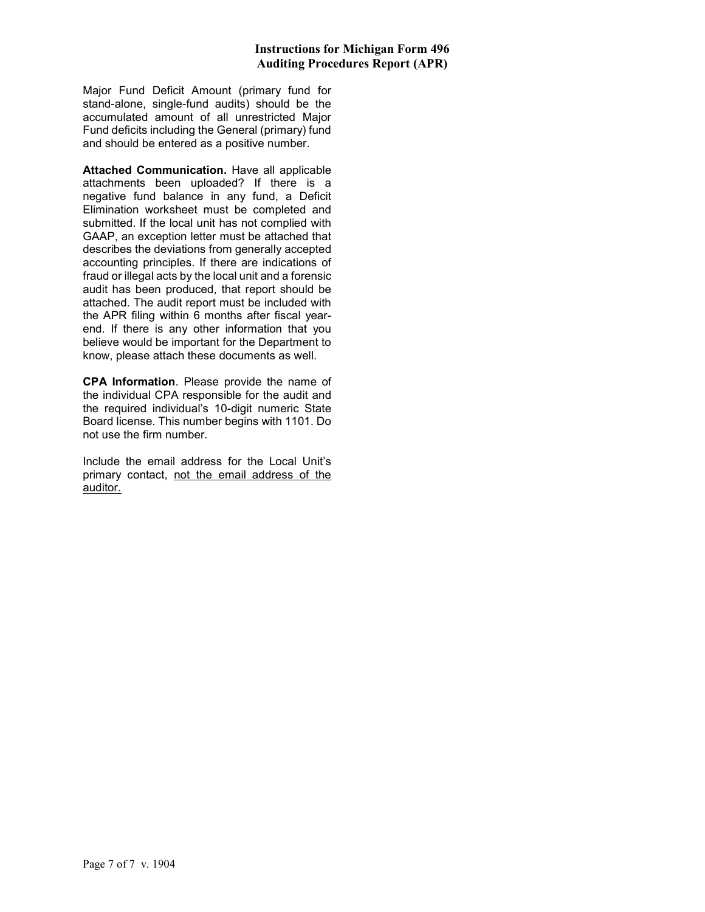Major Fund Deficit Amount (primary fund for stand-alone, single-fund audits) should be the accumulated amount of all unrestricted Major Fund deficits including the General (primary) fund and should be entered as a positive number.

**Attached Communication.** Have all applicable attachments been uploaded? If there is a negative fund balance in any fund, a Deficit Elimination worksheet must be completed and submitted. If the local unit has not complied with GAAP, an exception letter must be attached that describes the deviations from generally accepted accounting principles. If there are indications of fraud or illegal acts by the local unit and a forensic audit has been produced, that report should be attached. The audit report must be included with the APR filing within 6 months after fiscal year-end. If there is any other information that you believe would be important for the Department to know, please attach these documents as well.

**CPA Information**. Please provide the name of the individual CPA responsible for the audit and the required individual's 10-digit numeric State Board license. This number begins with 1101. Do not use the firm number.

Include the email address for the Local Unit's primary contact, <u>not the email address of the auditor.</u>